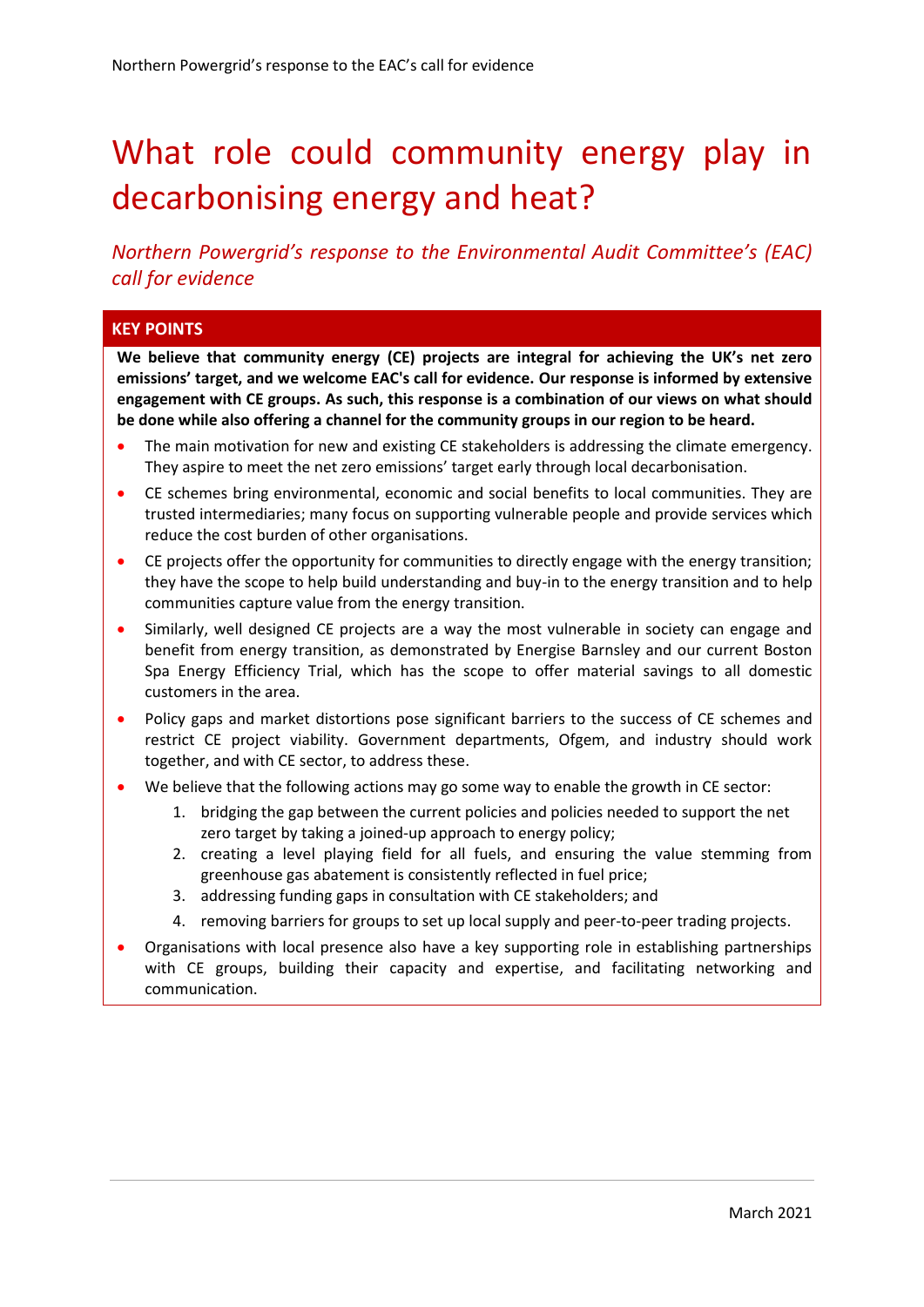# What role could community energy play in decarbonising energy and heat?

*Northern Powergrid's response to the Environmental Audit Committee's (EAC) call for evidence*

## KEY POINTS

**We believe that community energy (CE) projects are integral for achieving the UK's net zero emissions' target, and we welcome EAC's call for evidence. Our response is informed by extensive engagement with CE groups. As such, this response is a combination of our views on what should be done while also offering a channel for the community groups in our region to be heard.**

- The main motivation for new and existing CE stakeholders is addressing the climate emergency. They aspire to meet the net zero emissions' target early through local decarbonisation.
- CE schemes bring environmental, economic and social benefits to local communities. They are trusted intermediaries; many focus on supporting vulnerable people and provide services which reduce the cost burden of other organisations.
- CE projects offer the opportunity for communities to directly engage with the energy transition; they have the scope to help build understanding and buy-in to the energy transition and to help communities capture value from the energy transition.
- Similarly, well designed CE projects are a way the most vulnerable in society can engage and benefit from energy transition, as demonstrated by Energise Barnsley and our current Boston Spa Energy Efficiency Trial, which has the scope to offer material savings to all domestic customers in the area.
- Policy gaps and market distortions pose significant barriers to the success of CE schemes and restrict CE project viability. Government departments, Ofgem, and industry should work together, and with CE sector, to address these.
- We believe that the following actions may go some way to enable the growth in CE sector:
  1. bridging the gap between the current policies and policies needed to support the net zero target by taking a joined-up approach to energy policy;
  2. creating a level playing field for all fuels, and ensuring the value stemming from greenhouse gas abatement is consistently reflected in fuel price;
  3. addressing funding gaps in consultation with CE stakeholders; and
  4. removing barriers for groups to set up local supply and peer-to-peer trading projects.
- Organisations with local presence also have a key supporting role in establishing partnerships with CE groups, building their capacity and expertise, and facilitating networking and communication.

March 2021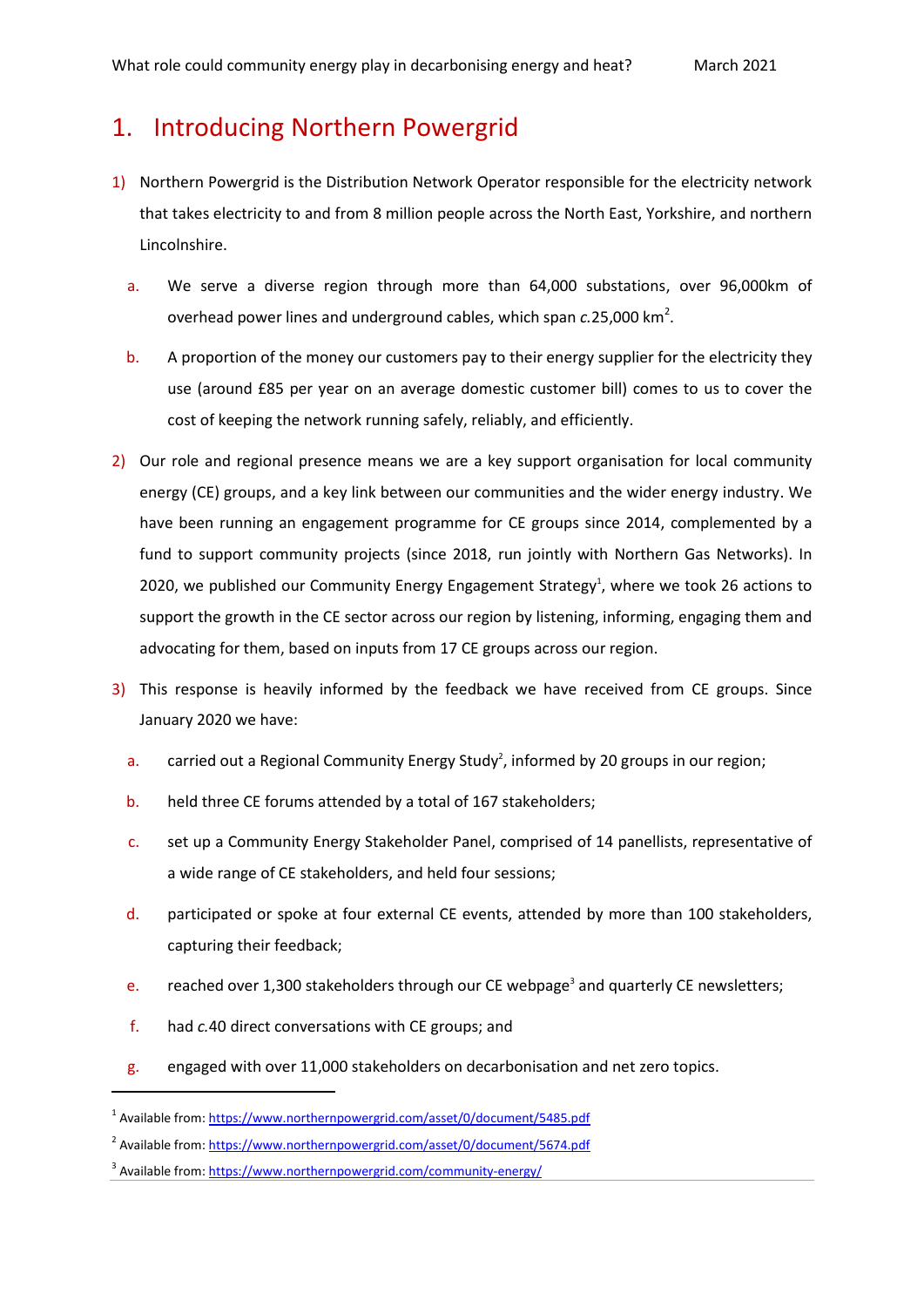# 1. Introducing Northern Powergrid

1) Northern Powergrid is the Distribution Network Operator responsible for the electricity network that takes electricity to and from 8 million people across the North East, Yorkshire, and northern Lincolnshire.

   a. We serve a diverse region through more than 64,000 substations, over 96,000km of overhead power lines and underground cables, which span *c.*25,000 km$^2$.

   b. A proportion of the money our customers pay to their energy supplier for the electricity they use (around £85 per year on an average domestic customer bill) comes to us to cover the cost of keeping the network running safely, reliably, and efficiently.

2) Our role and regional presence means we are a key support organisation for local community energy (CE) groups, and a key link between our communities and the wider energy industry. We have been running an engagement programme for CE groups since 2014, complemented by a fund to support community projects (since 2018, run jointly with Northern Gas Networks). In 2020, we published our Community Energy Engagement Strategy[1], where we took 26 actions to support the growth in the CE sector across our region by listening, informing, engaging them and advocating for them, based on inputs from 17 CE groups across our region.

3) This response is heavily informed by the feedback we have received from CE groups. Since January 2020 we have:

   a. carried out a Regional Community Energy Study[2], informed by 20 groups in our region;

   b. held three CE forums attended by a total of 167 stakeholders;

   c. set up a Community Energy Stakeholder Panel, comprised of 14 panellists, representative of a wide range of CE stakeholders, and held four sessions;

   d. participated or spoke at four external CE events, attended by more than 100 stakeholders, capturing their feedback;

   e. reached over 1,300 stakeholders through our CE webpage[3] and quarterly CE newsletters;

   f. had *c.*40 direct conversations with CE groups; and

   g. engaged with over 11,000 stakeholders on decarbonisation and net zero topics.

---

[1] Available from: https://www.northernpowergrid.com/asset/0/document/5485.pdf

[2] Available from: https://www.northernpowergrid.com/asset/0/document/5674.pdf

[3] Available from: https://www.northernpowergrid.com/community-energy/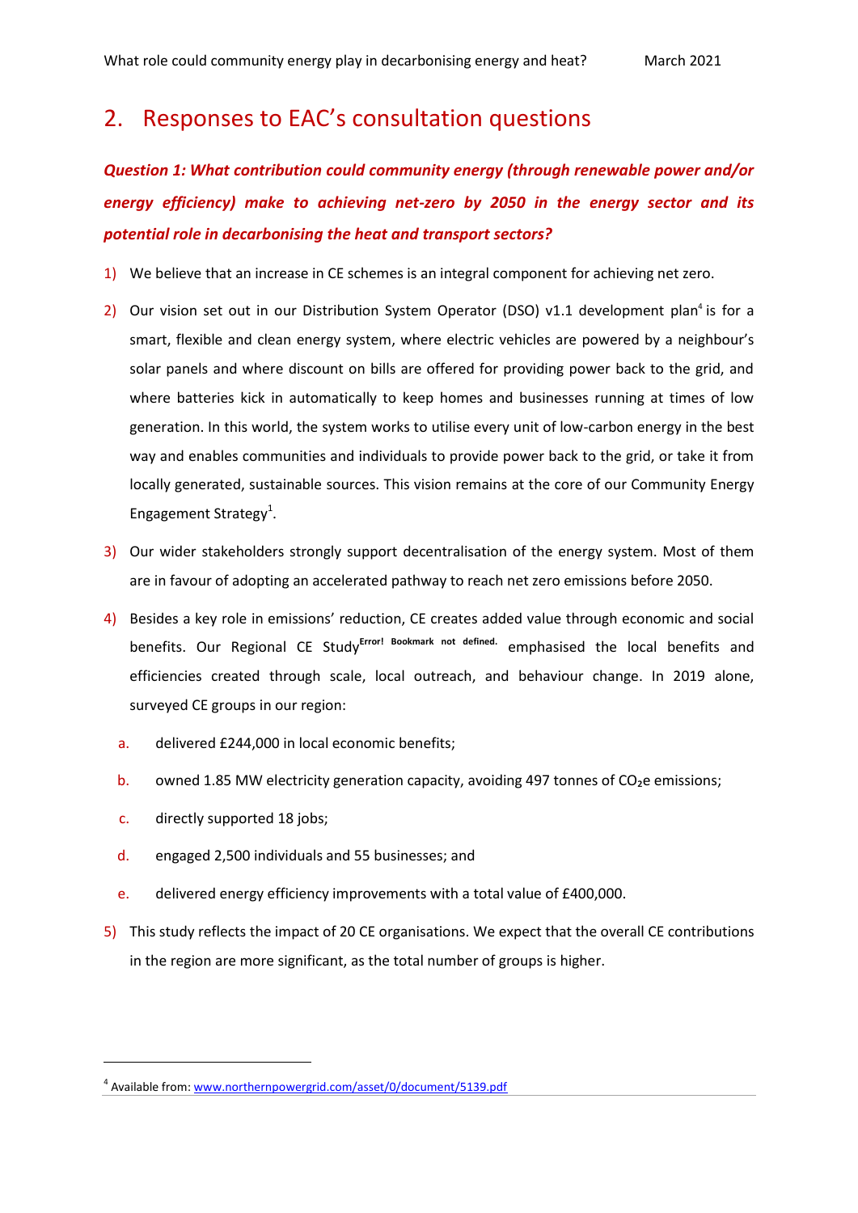## 2. Responses to EAC's consultation questions

***Question 1: What contribution could community energy (through renewable power and/or energy efficiency) make to achieving net-zero by 2050 in the energy sector and its potential role in decarbonising the heat and transport sectors?***

1) We believe that an increase in CE schemes is an integral component for achieving net zero.

2) Our vision set out in our Distribution System Operator (DSO) v1.1 development plan[4] is for a smart, flexible and clean energy system, where electric vehicles are powered by a neighbour's solar panels and where discount on bills are offered for providing power back to the grid, and where batteries kick in automatically to keep homes and businesses running at times of low generation. In this world, the system works to utilise every unit of low-carbon energy in the best way and enables communities and individuals to provide power back to the grid, or take it from locally generated, sustainable sources. This vision remains at the core of our Community Energy Engagement Strategy[1].

3) Our wider stakeholders strongly support decentralisation of the energy system. Most of them are in favour of adopting an accelerated pathway to reach net zero emissions before 2050.

4) Besides a key role in emissions' reduction, CE creates added value through economic and social benefits. Our Regional CE Study[Error! Bookmark not defined.] emphasised the local benefits and efficiencies created through scale, local outreach, and behaviour change. In 2019 alone, surveyed CE groups in our region:

   a. delivered £244,000 in local economic benefits;

   b. owned 1.85 MW electricity generation capacity, avoiding 497 tonnes of $CO_2e$ emissions;

   c. directly supported 18 jobs;

   d. engaged 2,500 individuals and 55 businesses; and

   e. delivered energy efficiency improvements with a total value of £400,000.

5) This study reflects the impact of 20 CE organisations. We expect that the overall CE contributions in the region are more significant, as the total number of groups is higher.

---

[4] Available from: www.northernpowergrid.com/asset/0/document/5139.pdf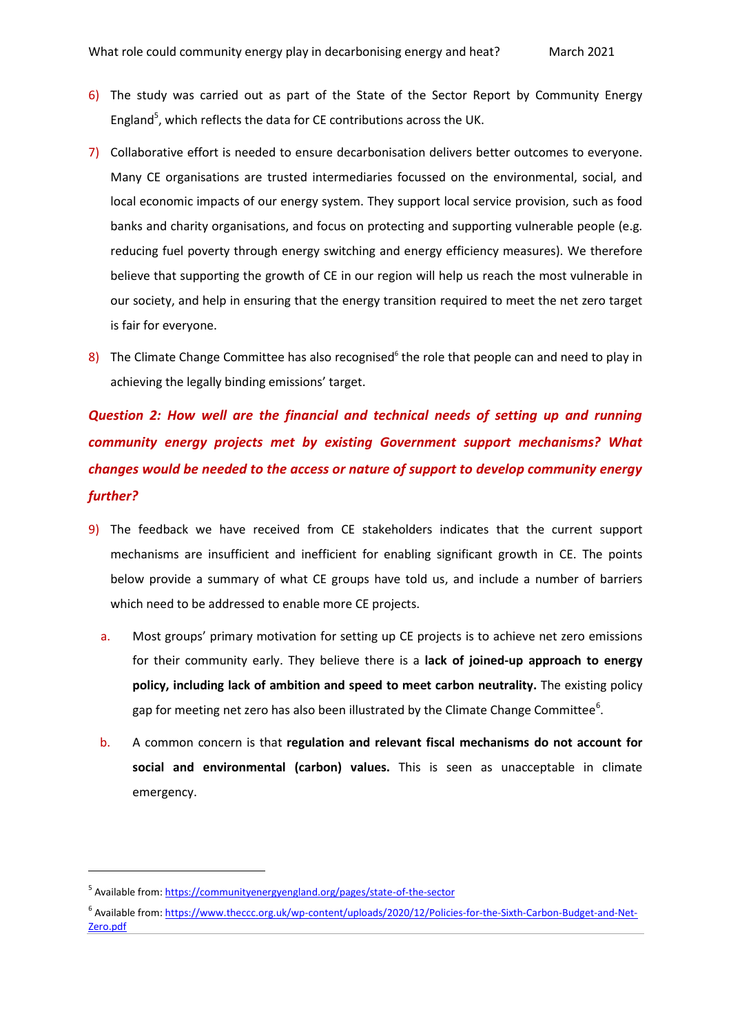6) The study was carried out as part of the State of the Sector Report by Community Energy England[5], which reflects the data for CE contributions across the UK.

7) Collaborative effort is needed to ensure decarbonisation delivers better outcomes to everyone. Many CE organisations are trusted intermediaries focussed on the environmental, social, and local economic impacts of our energy system. They support local service provision, such as food banks and charity organisations, and focus on protecting and supporting vulnerable people (e.g. reducing fuel poverty through energy switching and energy efficiency measures). We therefore believe that supporting the growth of CE in our region will help us reach the most vulnerable in our society, and help in ensuring that the energy transition required to meet the net zero target is fair for everyone.

8) The Climate Change Committee has also recognised[6] the role that people can and need to play in achieving the legally binding emissions' target.

***Question 2: How well are the financial and technical needs of setting up and running community energy projects met by existing Government support mechanisms? What changes would be needed to the access or nature of support to develop community energy further?***

9) The feedback we have received from CE stakeholders indicates that the current support mechanisms are insufficient and inefficient for enabling significant growth in CE. The points below provide a summary of what CE groups have told us, and include a number of barriers which need to be addressed to enable more CE projects.

   a. Most groups' primary motivation for setting up CE projects is to achieve net zero emissions for their community early. They believe there is a **lack of joined-up approach to energy policy, including lack of ambition and speed to meet carbon neutrality.** The existing policy gap for meeting net zero has also been illustrated by the Climate Change Committee[6].

   b. A common concern is that **regulation and relevant fiscal mechanisms do not account for social and environmental (carbon) values.** This is seen as unacceptable in climate emergency.

---

[5] Available from: https://communityenergyengland.org/pages/state-of-the-sector

[6] Available from: https://www.theccc.org.uk/wp-content/uploads/2020/12/Policies-for-the-Sixth-Carbon-Budget-and-Net-Zero.pdf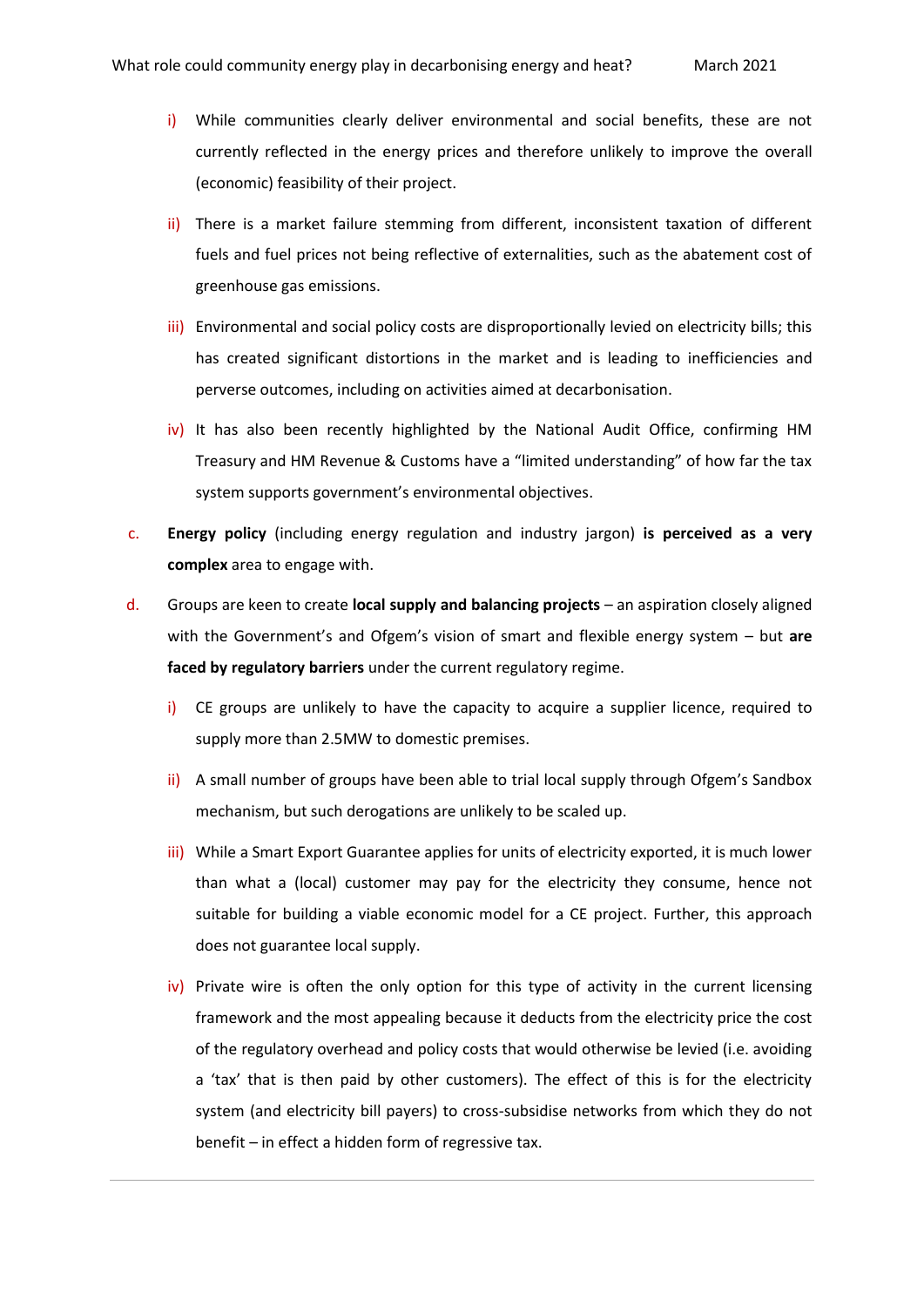i) While communities clearly deliver environmental and social benefits, these are not currently reflected in the energy prices and therefore unlikely to improve the overall (economic) feasibility of their project.

ii) There is a market failure stemming from different, inconsistent taxation of different fuels and fuel prices not being reflective of externalities, such as the abatement cost of greenhouse gas emissions.

iii) Environmental and social policy costs are disproportionally levied on electricity bills; this has created significant distortions in the market and is leading to inefficiencies and perverse outcomes, including on activities aimed at decarbonisation.

iv) It has also been recently highlighted by the National Audit Office, confirming HM Treasury and HM Revenue & Customs have a "limited understanding" of how far the tax system supports government's environmental objectives.

c. **Energy policy** (including energy regulation and industry jargon) **is perceived as a very complex** area to engage with.

d. Groups are keen to create **local supply and balancing projects** – an aspiration closely aligned with the Government's and Ofgem's vision of smart and flexible energy system – but **are faced by regulatory barriers** under the current regulatory regime.

i) CE groups are unlikely to have the capacity to acquire a supplier licence, required to supply more than 2.5MW to domestic premises.

ii) A small number of groups have been able to trial local supply through Ofgem's Sandbox mechanism, but such derogations are unlikely to be scaled up.

iii) While a Smart Export Guarantee applies for units of electricity exported, it is much lower than what a (local) customer may pay for the electricity they consume, hence not suitable for building a viable economic model for a CE project. Further, this approach does not guarantee local supply.

iv) Private wire is often the only option for this type of activity in the current licensing framework and the most appealing because it deducts from the electricity price the cost of the regulatory overhead and policy costs that would otherwise be levied (i.e. avoiding a 'tax' that is then paid by other customers). The effect of this is for the electricity system (and electricity bill payers) to cross-subsidise networks from which they do not benefit – in effect a hidden form of regressive tax.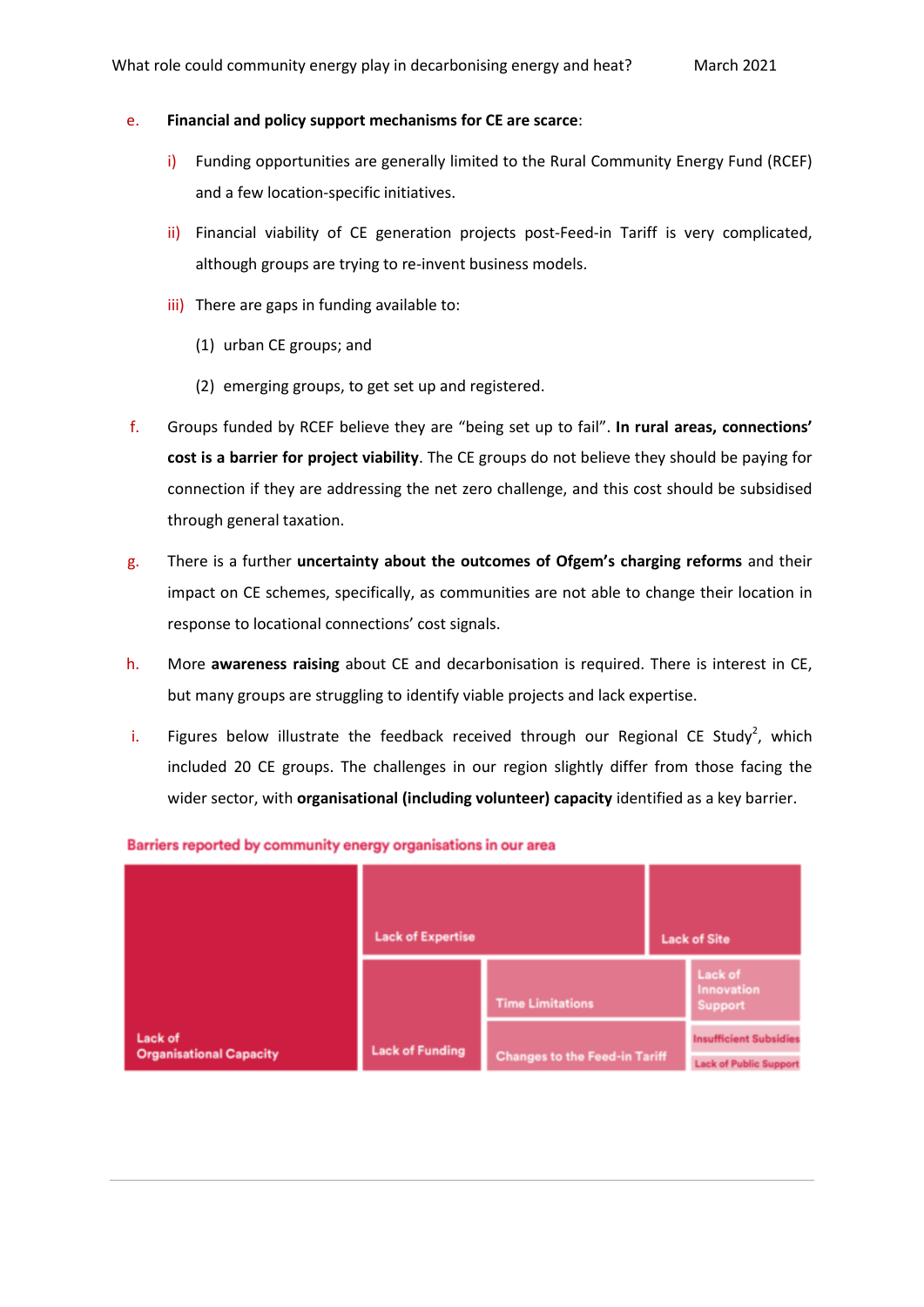e. **Financial and policy support mechanisms for CE are scarce**:

   i) Funding opportunities are generally limited to the Rural Community Energy Fund (RCEF) and a few location-specific initiatives.

   ii) Financial viability of CE generation projects post-Feed-in Tariff is very complicated, although groups are trying to re-invent business models.

   iii) There are gaps in funding available to:

      (1) urban CE groups; and

      (2) emerging groups, to get set up and registered.

f. Groups funded by RCEF believe they are "being set up to fail". **In rural areas, connections' cost is a barrier for project viability**. The CE groups do not believe they should be paying for connection if they are addressing the net zero challenge, and this cost should be subsidised through general taxation.

g. There is a further **uncertainty about the outcomes of Ofgem's charging reforms** and their impact on CE schemes, specifically, as communities are not able to change their location in response to locational connections' cost signals.

h. More **awareness raising** about CE and decarbonisation is required. There is interest in CE, but many groups are struggling to identify viable projects and lack expertise.

i. Figures below illustrate the feedback received through our Regional CE Study[2], which included 20 CE groups. The challenges in our region slightly differ from those facing the wider sector, with **organisational (including volunteer) capacity** identified as a key barrier.

Barriers reported by community energy organisations in our area

- Lack of Organisational Capacity
- Lack of Expertise
- Lack of Site
- Lack of Funding
- Time Limitations
- Lack of Innovation Support
- Changes to the Feed-in Tariff
- Insufficient Subsidies
- Lack of Public Support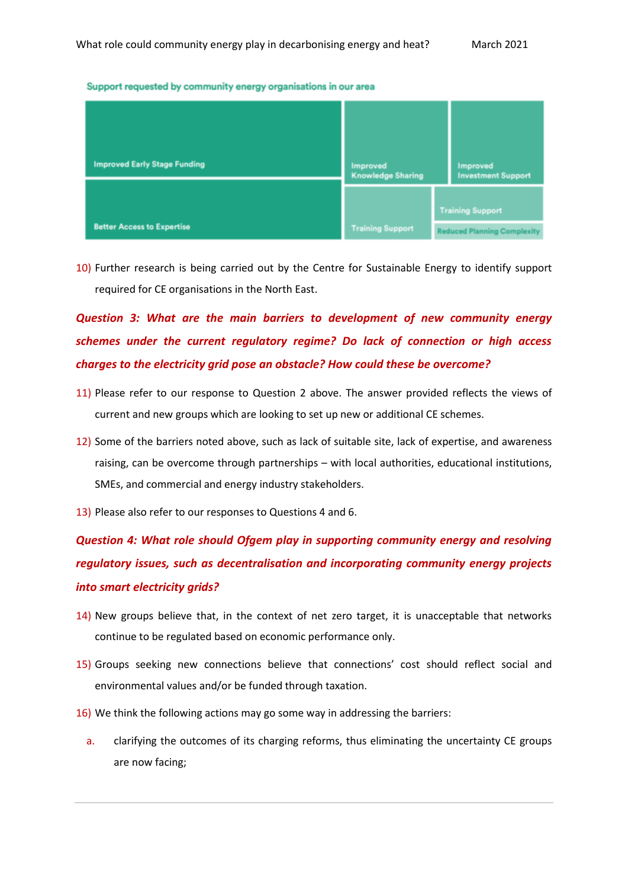Support requested by community energy organisations in our area

Improved Early Stage Funding

Better Access to Expertise

Improved Knowledge Sharing

Improved Investment Support

Training Support

Training Support

Reduced Planning Complexity

10) Further research is being carried out by the Centre for Sustainable Energy to identify support required for CE organisations in the North East.

***Question 3: What are the main barriers to development of new community energy schemes under the current regulatory regime? Do lack of connection or high access charges to the electricity grid pose an obstacle? How could these be overcome?***

11) Please refer to our response to Question 2 above. The answer provided reflects the views of current and new groups which are looking to set up new or additional CE schemes.

12) Some of the barriers noted above, such as lack of suitable site, lack of expertise, and awareness raising, can be overcome through partnerships – with local authorities, educational institutions, SMEs, and commercial and energy industry stakeholders.

13) Please also refer to our responses to Questions 4 and 6.

***Question 4: What role should Ofgem play in supporting community energy and resolving regulatory issues, such as decentralisation and incorporating community energy projects into smart electricity grids?***

14) New groups believe that, in the context of net zero target, it is unacceptable that networks continue to be regulated based on economic performance only.

15) Groups seeking new connections believe that connections' cost should reflect social and environmental values and/or be funded through taxation.

16) We think the following actions may go some way in addressing the barriers:

   a. clarifying the outcomes of its charging reforms, thus eliminating the uncertainty CE groups are now facing;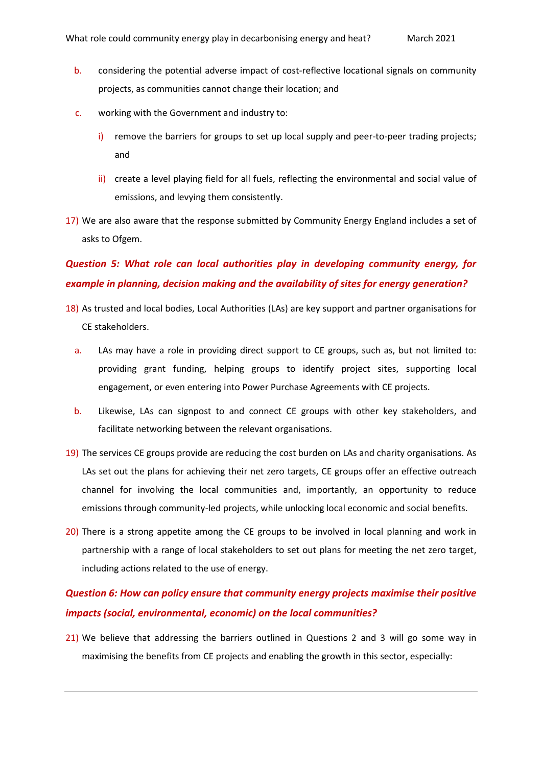b. considering the potential adverse impact of cost-reflective locational signals on community projects, as communities cannot change their location; and

c. working with the Government and industry to:

   i) remove the barriers for groups to set up local supply and peer-to-peer trading projects; and

   ii) create a level playing field for all fuels, reflecting the environmental and social value of emissions, and levying them consistently.

17) We are also aware that the response submitted by Community Energy England includes a set of asks to Ofgem.

### *Question 5: What role can local authorities play in developing community energy, for example in planning, decision making and the availability of sites for energy generation?*

18) As trusted and local bodies, Local Authorities (LAs) are key support and partner organisations for CE stakeholders.

   a. LAs may have a role in providing direct support to CE groups, such as, but not limited to: providing grant funding, helping groups to identify project sites, supporting local engagement, or even entering into Power Purchase Agreements with CE projects.

   b. Likewise, LAs can signpost to and connect CE groups with other key stakeholders, and facilitate networking between the relevant organisations.

19) The services CE groups provide are reducing the cost burden on LAs and charity organisations. As LAs set out the plans for achieving their net zero targets, CE groups offer an effective outreach channel for involving the local communities and, importantly, an opportunity to reduce emissions through community-led projects, while unlocking local economic and social benefits.

20) There is a strong appetite among the CE groups to be involved in local planning and work in partnership with a range of local stakeholders to set out plans for meeting the net zero target, including actions related to the use of energy.

### *Question 6: How can policy ensure that community energy projects maximise their positive impacts (social, environmental, economic) on the local communities?*

21) We believe that addressing the barriers outlined in Questions 2 and 3 will go some way in maximising the benefits from CE projects and enabling the growth in this sector, especially: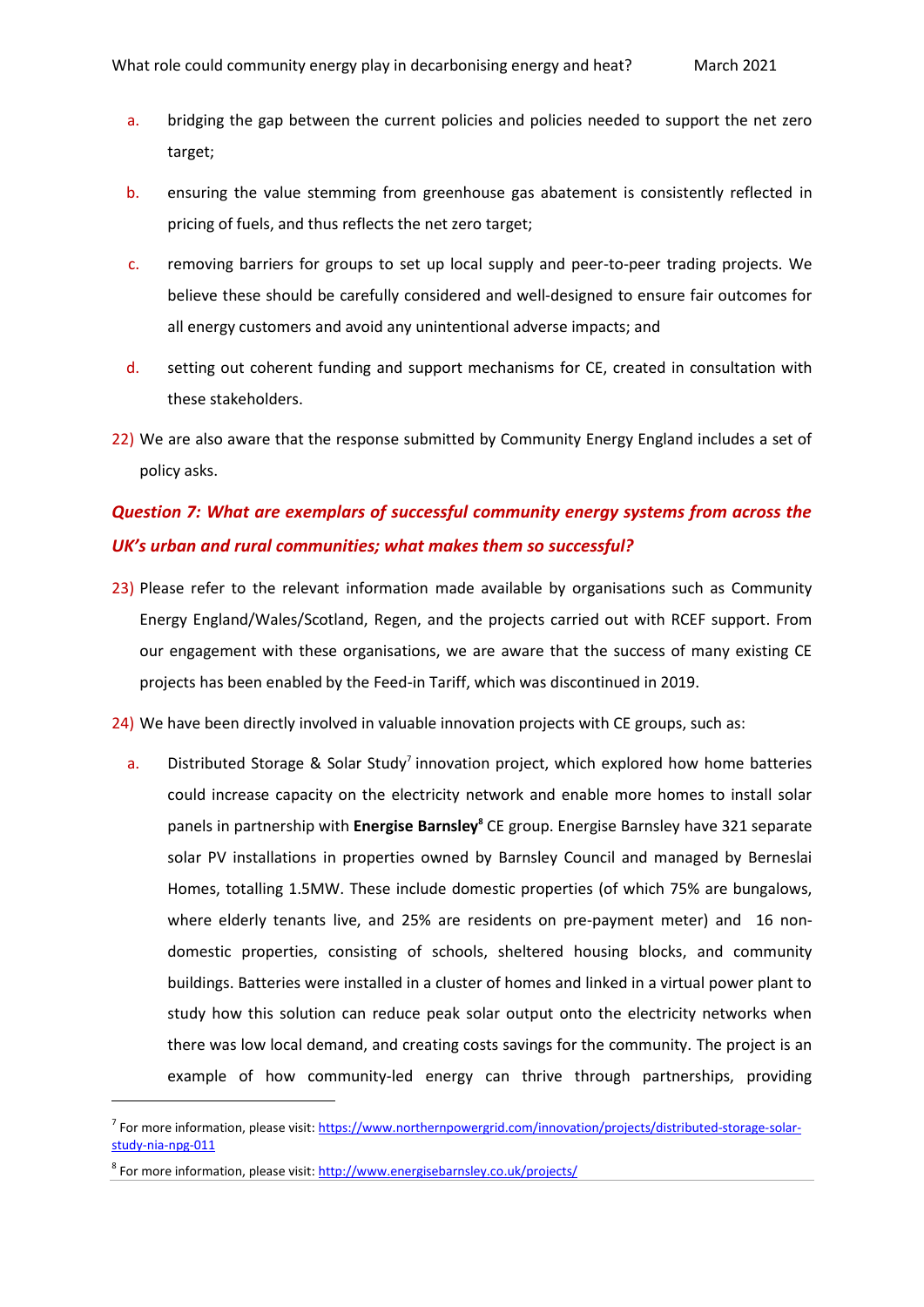a. bridging the gap between the current policies and policies needed to support the net zero target;

b. ensuring the value stemming from greenhouse gas abatement is consistently reflected in pricing of fuels, and thus reflects the net zero target;

c. removing barriers for groups to set up local supply and peer-to-peer trading projects. We believe these should be carefully considered and well-designed to ensure fair outcomes for all energy customers and avoid any unintentional adverse impacts; and

d. setting out coherent funding and support mechanisms for CE, created in consultation with these stakeholders.

22) We are also aware that the response submitted by Community Energy England includes a set of policy asks.

## *Question 7: What are exemplars of successful community energy systems from across the UK's urban and rural communities; what makes them so successful?*

23) Please refer to the relevant information made available by organisations such as Community Energy England/Wales/Scotland, Regen, and the projects carried out with RCEF support. From our engagement with these organisations, we are aware that the success of many existing CE projects has been enabled by the Feed-in Tariff, which was discontinued in 2019.

24) We have been directly involved in valuable innovation projects with CE groups, such as:

a. Distributed Storage & Solar Study[7] innovation project, which explored how home batteries could increase capacity on the electricity network and enable more homes to install solar panels in partnership with **Energise Barnsley**[8] CE group. Energise Barnsley have 321 separate solar PV installations in properties owned by Barnsley Council and managed by Berneslai Homes, totalling 1.5MW. These include domestic properties (of which 75% are bungalows, where elderly tenants live, and 25% are residents on pre-payment meter) and 16 non-domestic properties, consisting of schools, sheltered housing blocks, and community buildings. Batteries were installed in a cluster of homes and linked in a virtual power plant to study how this solution can reduce peak solar output onto the electricity networks when there was low local demand, and creating costs savings for the community. The project is an example of how community-led energy can thrive through partnerships, providing

---

[7] For more information, please visit: https://www.northernpowergrid.com/innovation/projects/distributed-storage-solar-study-nia-npg-011

[8] For more information, please visit: http://www.energisebarnsley.co.uk/projects/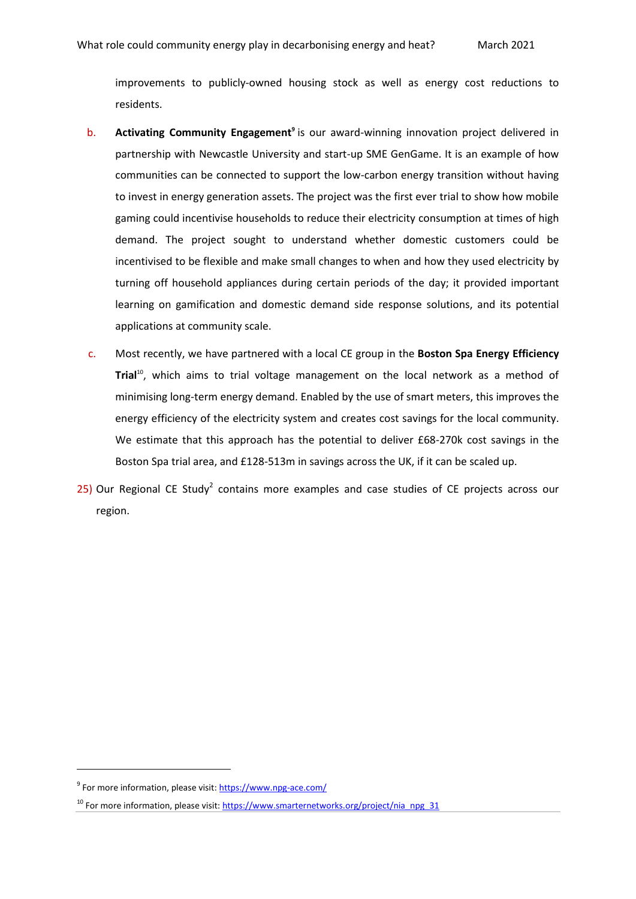improvements to publicly-owned housing stock as well as energy cost reductions to residents.

b. **Activating Community Engagement**[9] is our award-winning innovation project delivered in partnership with Newcastle University and start-up SME GenGame. It is an example of how communities can be connected to support the low-carbon energy transition without having to invest in energy generation assets. The project was the first ever trial to show how mobile gaming could incentivise households to reduce their electricity consumption at times of high demand. The project sought to understand whether domestic customers could be incentivised to be flexible and make small changes to when and how they used electricity by turning off household appliances during certain periods of the day; it provided important learning on gamification and domestic demand side response solutions, and its potential applications at community scale.

c. Most recently, we have partnered with a local CE group in the **Boston Spa Energy Efficiency Trial**[10], which aims to trial voltage management on the local network as a method of minimising long-term energy demand. Enabled by the use of smart meters, this improves the energy efficiency of the electricity system and creates cost savings for the local community. We estimate that this approach has the potential to deliver £68-270k cost savings in the Boston Spa trial area, and £128-513m in savings across the UK, if it can be scaled up.

25) Our Regional CE Study[2] contains more examples and case studies of CE projects across our region.

---

[9] For more information, please visit: https://www.npg-ace.com/

[10] For more information, please visit: https://www.smarternetworks.org/project/nia_npg_31